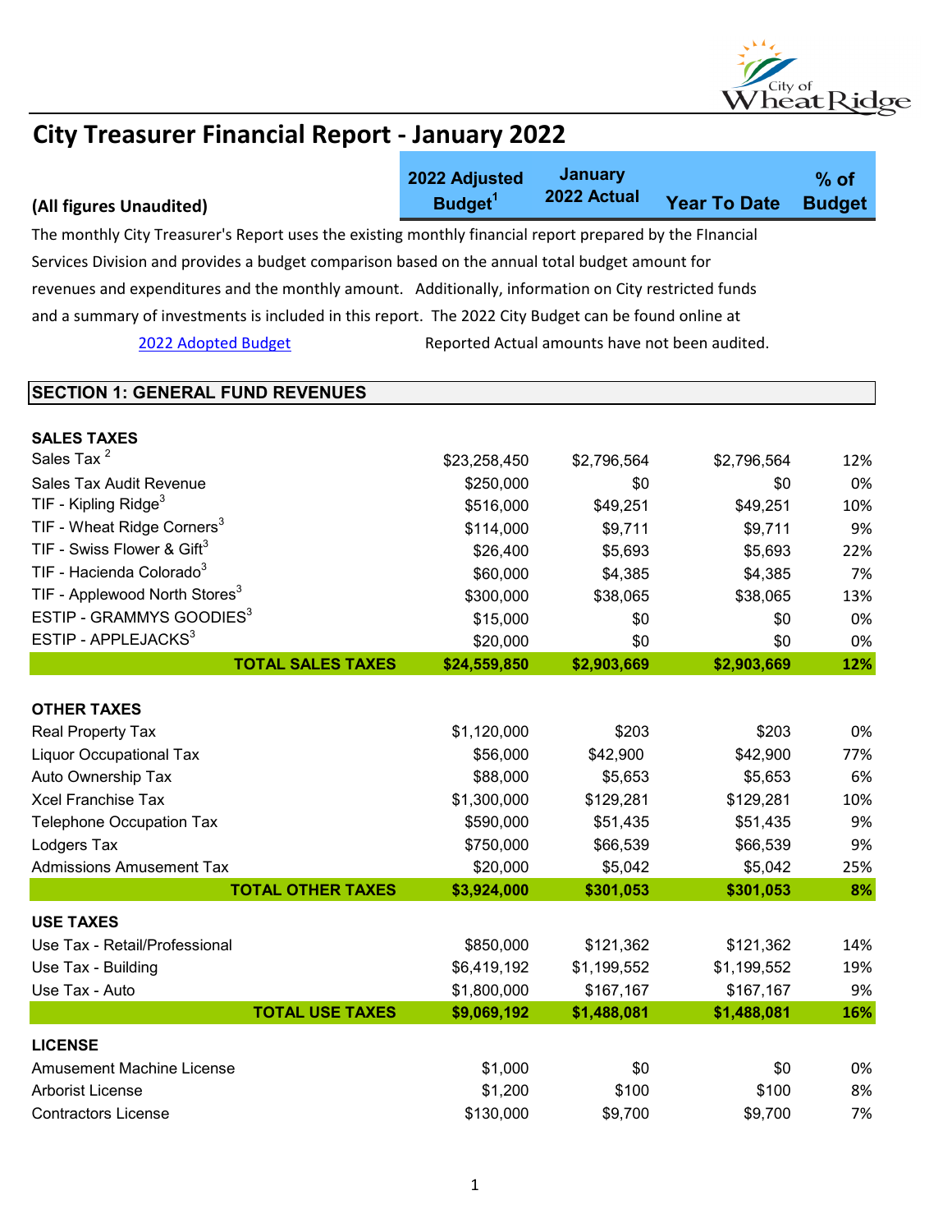# City Treasurer Financial Report - January 2022

**(All figures Unaudited)**

The monthly City Treasurer's Report uses the existing monthly financial report prepared by the FInancial Services Division and provides a budget comparison based on the annual total budget amount for revenues and expenditures and the monthly amount. Additionally, information on City restricted funds and a summary of investments is included in this report. The 2022 City Budget can be found online at

[2022 Adopted Budget](2022 Adopted Budget) Reported Actual amounts have not been audited.

## SECTION 1: GENERAL FUND REVENUES

| | 2022 Adjusted Budget[1] | January 2022 Actual | Year To Date | % of Budget |
|---|---|---|---|---|
| **SALES TAXES** | | | | |
| Sales Tax [2] | $23,258,450 | $2,796,564 | $2,796,564 | 12% |
| Sales Tax Audit Revenue | $250,000 | $0 | $0 | 0% |
| TIF - Kipling Ridge[3] | $516,000 | $49,251 | $49,251 | 10% |
| TIF - Wheat Ridge Corners[3] | $114,000 | $9,711 | $9,711 | 9% |
| TIF - Swiss Flower & Gift[3] | $26,400 | $5,693 | $5,693 | 22% |
| TIF - Hacienda Colorado[3] | $60,000 | $4,385 | $4,385 | 7% |
| TIF - Applewood North Stores[3] | $300,000 | $38,065 | $38,065 | 13% |
| ESTIP - GRAMMYS GOODIES[3] | $15,000 | $0 | $0 | 0% |
| ESTIP - APPLEJACKS[3] | $20,000 | $0 | $0 | 0% |
| **TOTAL SALES TAXES** | **$24,559,850** | **$2,903,669** | **$2,903,669** | **12%** |
| **OTHER TAXES** | | | | |
| Real Property Tax | $1,120,000 | $203 | $203 | 0% |
| Liquor Occupational Tax | $56,000 | $42,900 | $42,900 | 77% |
| Auto Ownership Tax | $88,000 | $5,653 | $5,653 | 6% |
| Xcel Franchise Tax | $1,300,000 | $129,281 | $129,281 | 10% |
| Telephone Occupation Tax | $590,000 | $51,435 | $51,435 | 9% |
| Lodgers Tax | $750,000 | $66,539 | $66,539 | 9% |
| Admissions Amusement Tax | $20,000 | $5,042 | $5,042 | 25% |
| **TOTAL OTHER TAXES** | **$3,924,000** | **$301,053** | **$301,053** | **8%** |
| **USE TAXES** | | | | |
| Use Tax - Retail/Professional | $850,000 | $121,362 | $121,362 | 14% |
| Use Tax - Building | $6,419,192 | $1,199,552 | $1,199,552 | 19% |
| Use Tax - Auto | $1,800,000 | $167,167 | $167,167 | 9% |
| **TOTAL USE TAXES** | **$9,069,192** | **$1,488,081** | **$1,488,081** | **16%** |
| **LICENSE** | | | | |
| Amusement Machine License | $1,000 | $0 | $0 | 0% |
| Arborist License | $1,200 | $100 | $100 | 8% |
| Contractors License | $130,000 | $9,700 | $9,700 | 7% |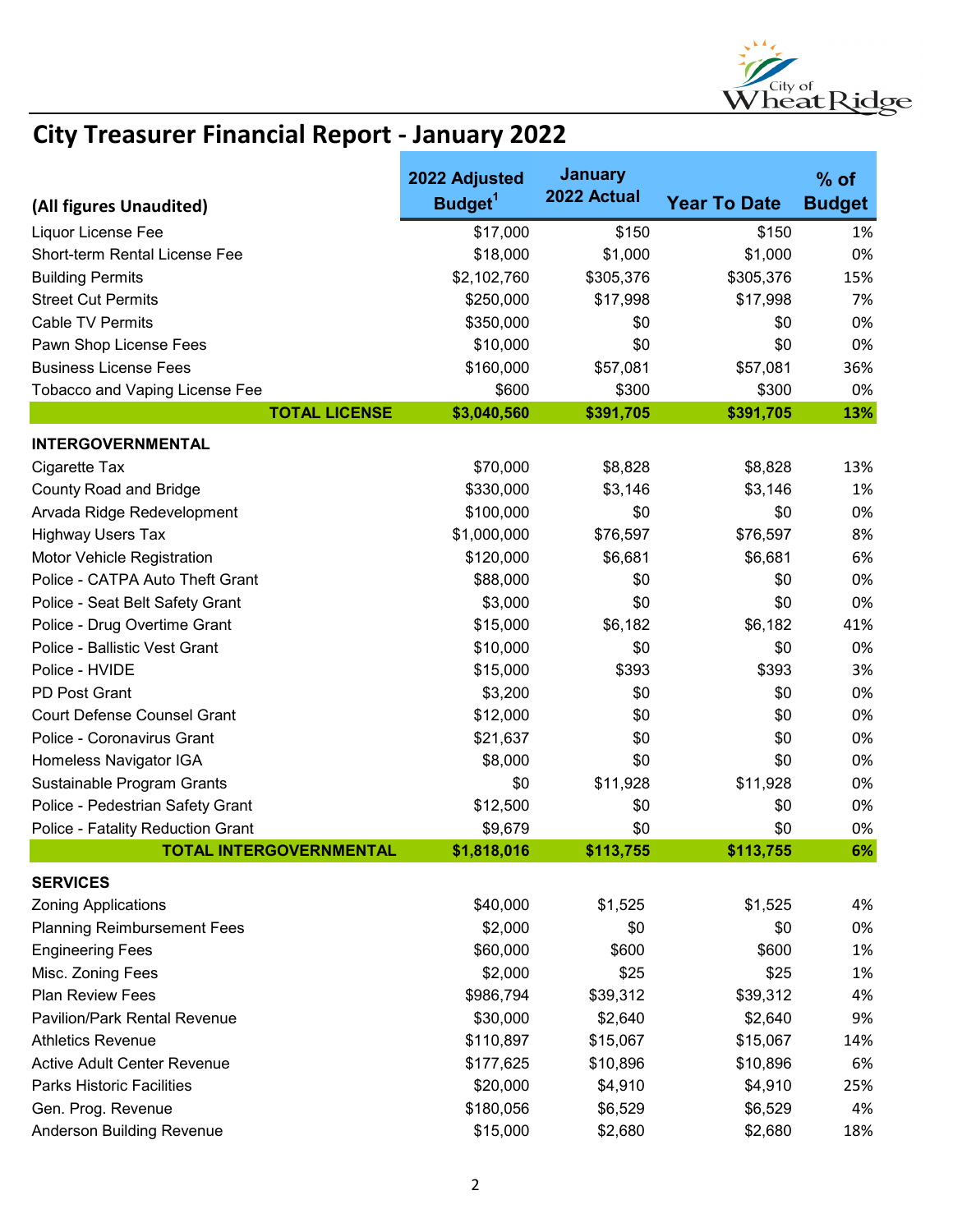# City Treasurer Financial Report - January 2022

| (All figures Unaudited) | 2022 Adjusted Budget[1] | January 2022 Actual | Year To Date | % of Budget |
|---|---|---|---|---|
| Liquor License Fee | $17,000 | $150 | $150 | 1% |
| Short-term Rental License Fee | $18,000 | $1,000 | $1,000 | 0% |
| Building Permits | $2,102,760 | $305,376 | $305,376 | 15% |
| Street Cut Permits | $250,000 | $17,998 | $17,998 | 7% |
| Cable TV Permits | $350,000 | $0 | $0 | 0% |
| Pawn Shop License Fees | $10,000 | $0 | $0 | 0% |
| Business License Fees | $160,000 | $57,081 | $57,081 | 36% |
| Tobacco and Vaping License Fee | $600 | $300 | $300 | 0% |
| **TOTAL LICENSE** | **$3,040,560** | **$391,705** | **$391,705** | **13%** |
| **INTERGOVERNMENTAL** | | | | |
| Cigarette Tax | $70,000 | $8,828 | $8,828 | 13% |
| County Road and Bridge | $330,000 | $3,146 | $3,146 | 1% |
| Arvada Ridge Redevelopment | $100,000 | $0 | $0 | 0% |
| Highway Users Tax | $1,000,000 | $76,597 | $76,597 | 8% |
| Motor Vehicle Registration | $120,000 | $6,681 | $6,681 | 6% |
| Police - CATPA Auto Theft Grant | $88,000 | $0 | $0 | 0% |
| Police - Seat Belt Safety Grant | $3,000 | $0 | $0 | 0% |
| Police - Drug Overtime Grant | $15,000 | $6,182 | $6,182 | 41% |
| Police - Ballistic Vest Grant | $10,000 | $0 | $0 | 0% |
| Police - HVIDE | $15,000 | $393 | $393 | 3% |
| PD Post Grant | $3,200 | $0 | $0 | 0% |
| Court Defense Counsel Grant | $12,000 | $0 | $0 | 0% |
| Police - Coronavirus Grant | $21,637 | $0 | $0 | 0% |
| Homeless Navigator IGA | $8,000 | $0 | $0 | 0% |
| Sustainable Program Grants | $0 | $11,928 | $11,928 | 0% |
| Police - Pedestrian Safety Grant | $12,500 | $0 | $0 | 0% |
| Police - Fatality Reduction Grant | $9,679 | $0 | $0 | 0% |
| **TOTAL INTERGOVERNMENTAL** | **$1,818,016** | **$113,755** | **$113,755** | **6%** |
| **SERVICES** | | | | |
| Zoning Applications | $40,000 | $1,525 | $1,525 | 4% |
| Planning Reimbursement Fees | $2,000 | $0 | $0 | 0% |
| Engineering Fees | $60,000 | $600 | $600 | 1% |
| Misc. Zoning Fees | $2,000 | $25 | $25 | 1% |
| Plan Review Fees | $986,794 | $39,312 | $39,312 | 4% |
| Pavilion/Park Rental Revenue | $30,000 | $2,640 | $2,640 | 9% |
| Athletics Revenue | $110,897 | $15,067 | $15,067 | 14% |
| Active Adult Center Revenue | $177,625 | $10,896 | $10,896 | 6% |
| Parks Historic Facilities | $20,000 | $4,910 | $4,910 | 25% |
| Gen. Prog. Revenue | $180,056 | $6,529 | $6,529 | 4% |
| Anderson Building Revenue | $15,000 | $2,680 | $2,680 | 18% |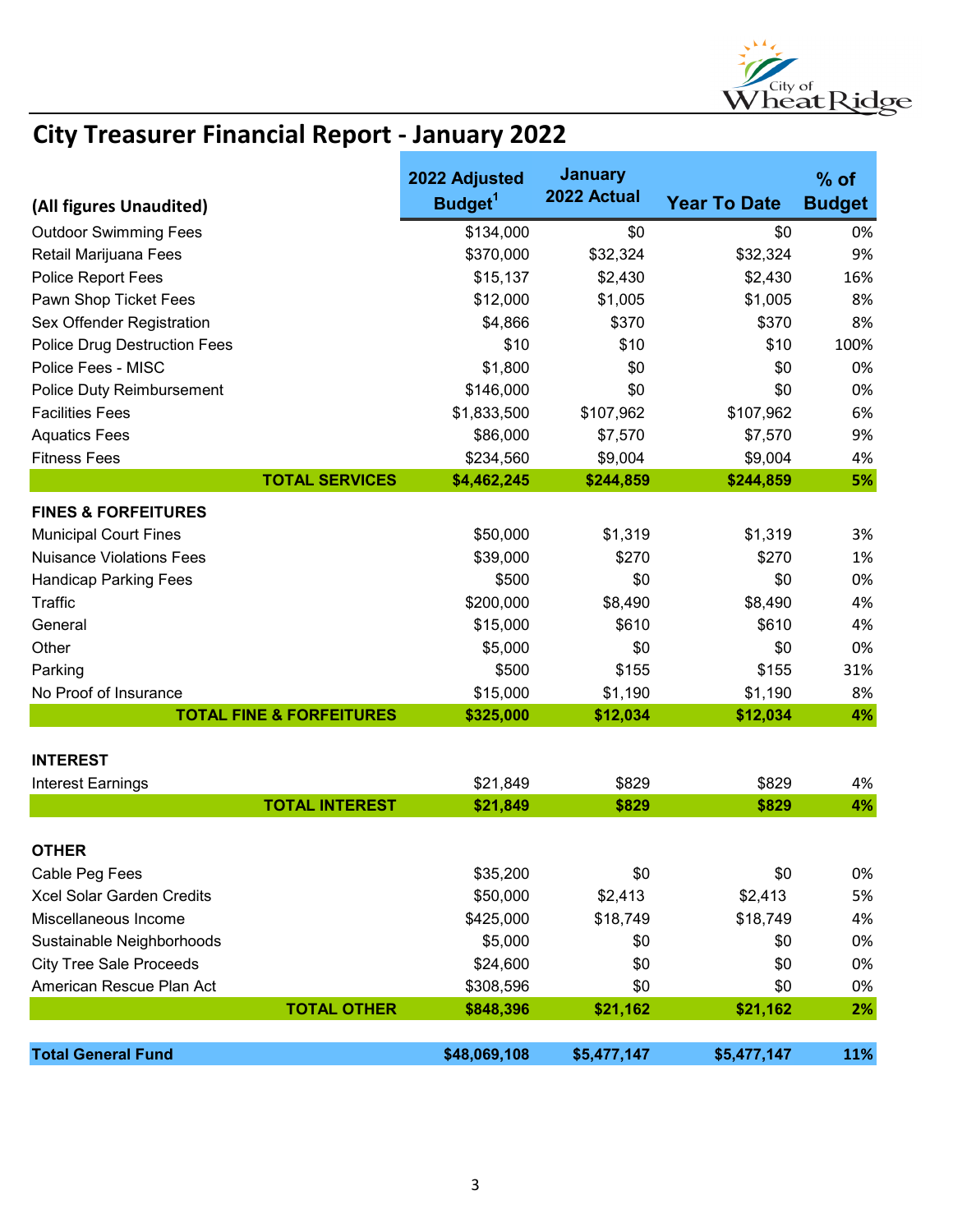# City Treasurer Financial Report - January 2022

| (All figures Unaudited) | 2022 Adjusted Budget[1] | January 2022 Actual | Year To Date | % of Budget |
|---|---|---|---|---|
| Outdoor Swimming Fees | $134,000 | $0 | $0 | 0% |
| Retail Marijuana Fees | $370,000 | $32,324 | $32,324 | 9% |
| Police Report Fees | $15,137 | $2,430 | $2,430 | 16% |
| Pawn Shop Ticket Fees | $12,000 | $1,005 | $1,005 | 8% |
| Sex Offender Registration | $4,866 | $370 | $370 | 8% |
| Police Drug Destruction Fees | $10 | $10 | $10 | 100% |
| Police Fees - MISC | $1,800 | $0 | $0 | 0% |
| Police Duty Reimbursement | $146,000 | $0 | $0 | 0% |
| Facilities Fees | $1,833,500 | $107,962 | $107,962 | 6% |
| Aquatics Fees | $86,000 | $7,570 | $7,570 | 9% |
| Fitness Fees | $234,560 | $9,004 | $9,004 | 4% |
| **TOTAL SERVICES** | **$4,462,245** | **$244,859** | **$244,859** | **5%** |
| **FINES & FORFEITURES** | | | | |
| Municipal Court Fines | $50,000 | $1,319 | $1,319 | 3% |
| Nuisance Violations Fees | $39,000 | $270 | $270 | 1% |
| Handicap Parking Fees | $500 | $0 | $0 | 0% |
| Traffic | $200,000 | $8,490 | $8,490 | 4% |
| General | $15,000 | $610 | $610 | 4% |
| Other | $5,000 | $0 | $0 | 0% |
| Parking | $500 | $155 | $155 | 31% |
| No Proof of Insurance | $15,000 | $1,190 | $1,190 | 8% |
| **TOTAL FINE & FORFEITURES** | **$325,000** | **$12,034** | **$12,034** | **4%** |
| **INTEREST** | | | | |
| Interest Earnings | $21,849 | $829 | $829 | 4% |
| **TOTAL INTEREST** | **$21,849** | **$829** | **$829** | **4%** |
| **OTHER** | | | | |
| Cable Peg Fees | $35,200 | $0 | $0 | 0% |
| Xcel Solar Garden Credits | $50,000 | $2,413 | $2,413 | 5% |
| Miscellaneous Income | $425,000 | $18,749 | $18,749 | 4% |
| Sustainable Neighborhoods | $5,000 | $0 | $0 | 0% |
| City Tree Sale Proceeds | $24,600 | $0 | $0 | 0% |
| American Rescue Plan Act | $308,596 | $0 | $0 | 0% |
| **TOTAL OTHER** | **$848,396** | **$21,162** | **$21,162** | **2%** |
| **Total General Fund** | **$48,069,108** | **$5,477,147** | **$5,477,147** | **11%** |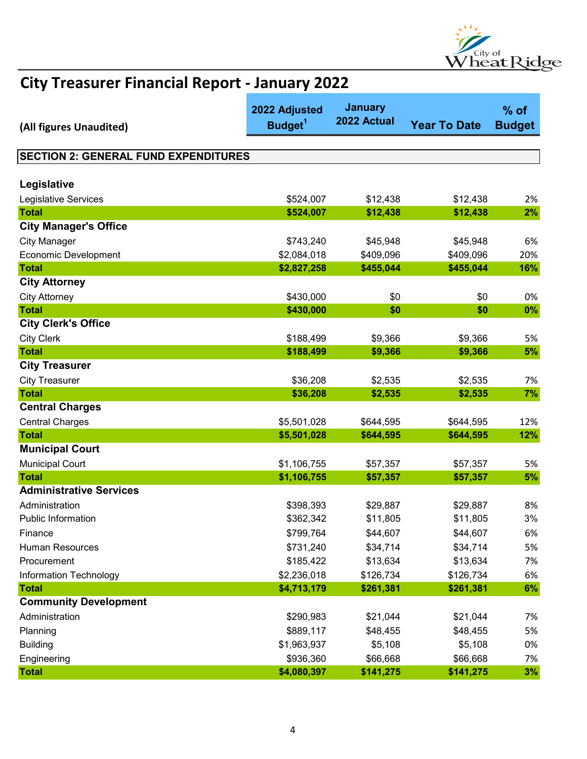# City Treasurer Financial Report - January 2022

| (All figures Unaudited) | 2022 Adjusted Budget[1] | January 2022 Actual | Year To Date | % of Budget |
|---|---|---|---|---|
| **SECTION 2: GENERAL FUND EXPENDITURES** | | | | |
| **Legislative** | | | | |
| Legislative Services | $524,007 | $12,438 | $12,438 | 2% |
| **Total** | **$524,007** | **$12,438** | **$12,438** | **2%** |
| **City Manager's Office** | | | | |
| City Manager | $743,240 | $45,948 | $45,948 | 6% |
| Economic Development | $2,084,018 | $409,096 | $409,096 | 20% |
| **Total** | **$2,827,258** | **$455,044** | **$455,044** | **16%** |
| **City Attorney** | | | | |
| City Attorney | $430,000 | $0 | $0 | 0% |
| **Total** | **$430,000** | **$0** | **$0** | **0%** |
| **City Clerk's Office** | | | | |
| City Clerk | $188,499 | $9,366 | $9,366 | 5% |
| **Total** | **$188,499** | **$9,366** | **$9,366** | **5%** |
| **City Treasurer** | | | | |
| City Treasurer | $36,208 | $2,535 | $2,535 | 7% |
| **Total** | **$36,208** | **$2,535** | **$2,535** | **7%** |
| **Central Charges** | | | | |
| Central Charges | $5,501,028 | $644,595 | $644,595 | 12% |
| **Total** | **$5,501,028** | **$644,595** | **$644,595** | **12%** |
| **Municipal Court** | | | | |
| Municipal Court | $1,106,755 | $57,357 | $57,357 | 5% |
| **Total** | **$1,106,755** | **$57,357** | **$57,357** | **5%** |
| **Administrative Services** | | | | |
| Administration | $398,393 | $29,887 | $29,887 | 8% |
| Public Information | $362,342 | $11,805 | $11,805 | 3% |
| Finance | $799,764 | $44,607 | $44,607 | 6% |
| Human Resources | $731,240 | $34,714 | $34,714 | 5% |
| Procurement | $185,422 | $13,634 | $13,634 | 7% |
| Information Technology | $2,236,018 | $126,734 | $126,734 | 6% |
| **Total** | **$4,713,179** | **$261,381** | **$261,381** | **6%** |
| **Community Development** | | | | |
| Administration | $290,983 | $21,044 | $21,044 | 7% |
| Planning | $889,117 | $48,455 | $48,455 | 5% |
| Building | $1,963,937 | $5,108 | $5,108 | 0% |
| Engineering | $936,360 | $66,668 | $66,668 | 7% |
| **Total** | **$4,080,397** | **$141,275** | **$141,275** | **3%** |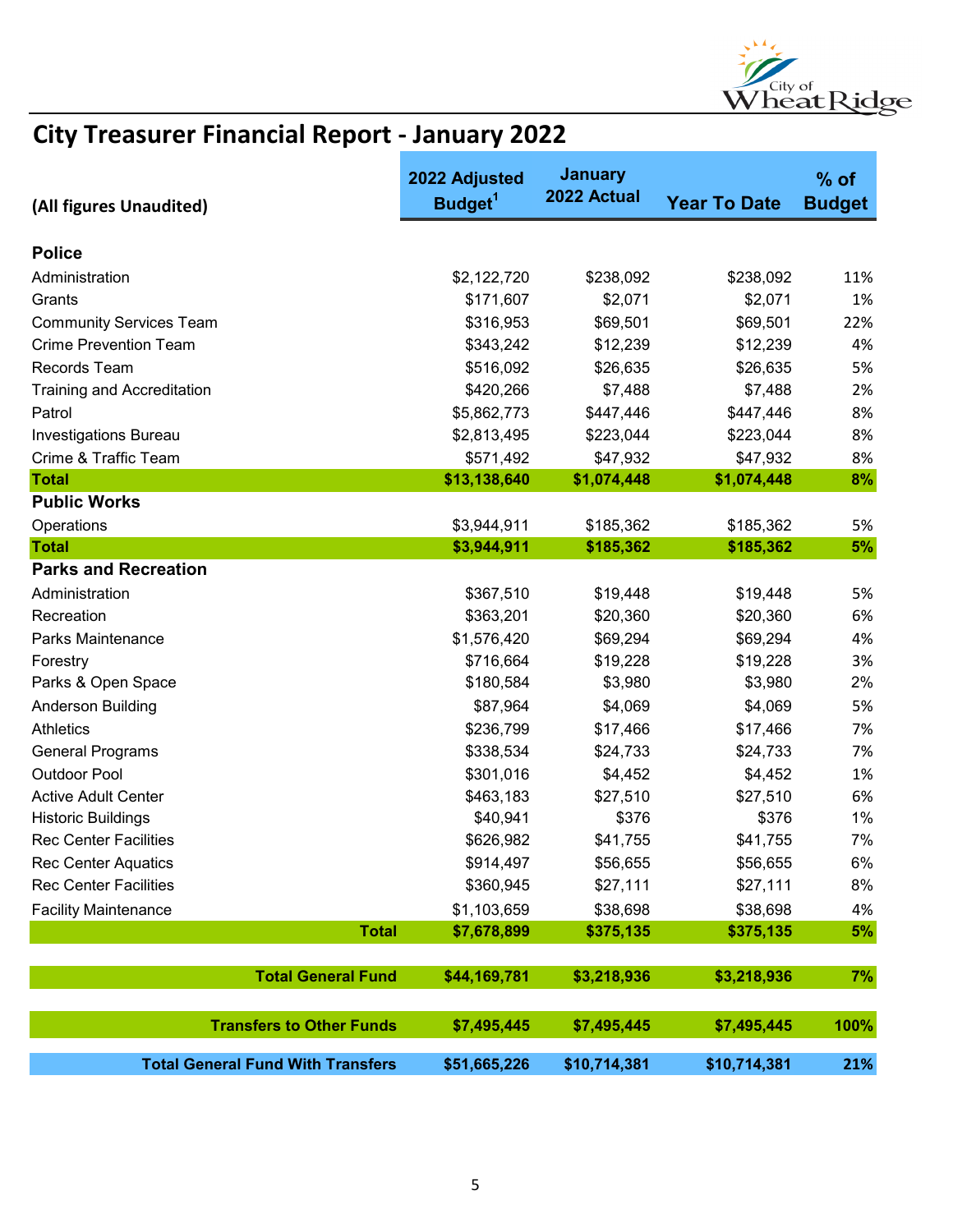# City Treasurer Financial Report - January 2022

| (All figures Unaudited) | 2022 Adjusted Budget[1] | January 2022 Actual | Year To Date | % of Budget |
|---|---|---|---|---|
| **Police** | | | | |
| Administration | $2,122,720 | $238,092 | $238,092 | 11% |
| Grants | $171,607 | $2,071 | $2,071 | 1% |
| Community Services Team | $316,953 | $69,501 | $69,501 | 22% |
| Crime Prevention Team | $343,242 | $12,239 | $12,239 | 4% |
| Records Team | $516,092 | $26,635 | $26,635 | 5% |
| Training and Accreditation | $420,266 | $7,488 | $7,488 | 2% |
| Patrol | $5,862,773 | $447,446 | $447,446 | 8% |
| Investigations Bureau | $2,813,495 | $223,044 | $223,044 | 8% |
| Crime & Traffic Team | $571,492 | $47,932 | $47,932 | 8% |
| **Total** | **$13,138,640** | **$1,074,448** | **$1,074,448** | **8%** |
| **Public Works** | | | | |
| Operations | $3,944,911 | $185,362 | $185,362 | 5% |
| **Total** | **$3,944,911** | **$185,362** | **$185,362** | **5%** |
| **Parks and Recreation** | | | | |
| Administration | $367,510 | $19,448 | $19,448 | 5% |
| Recreation | $363,201 | $20,360 | $20,360 | 6% |
| Parks Maintenance | $1,576,420 | $69,294 | $69,294 | 4% |
| Forestry | $716,664 | $19,228 | $19,228 | 3% |
| Parks & Open Space | $180,584 | $3,980 | $3,980 | 2% |
| Anderson Building | $87,964 | $4,069 | $4,069 | 5% |
| Athletics | $236,799 | $17,466 | $17,466 | 7% |
| General Programs | $338,534 | $24,733 | $24,733 | 7% |
| Outdoor Pool | $301,016 | $4,452 | $4,452 | 1% |
| Active Adult Center | $463,183 | $27,510 | $27,510 | 6% |
| Historic Buildings | $40,941 | $376 | $376 | 1% |
| Rec Center Facilities | $626,982 | $41,755 | $41,755 | 7% |
| Rec Center Aquatics | $914,497 | $56,655 | $56,655 | 6% |
| Rec Center Facilities | $360,945 | $27,111 | $27,111 | 8% |
| Facility Maintenance | $1,103,659 | $38,698 | $38,698 | 4% |
| **Total** | **$7,678,899** | **$375,135** | **$375,135** | **5%** |
| **Total General Fund** | **$44,169,781** | **$3,218,936** | **$3,218,936** | **7%** |
| **Transfers to Other Funds** | **$7,495,445** | **$7,495,445** | **$7,495,445** | **100%** |
| **Total General Fund With Transfers** | **$51,665,226** | **$10,714,381** | **$10,714,381** | **21%** |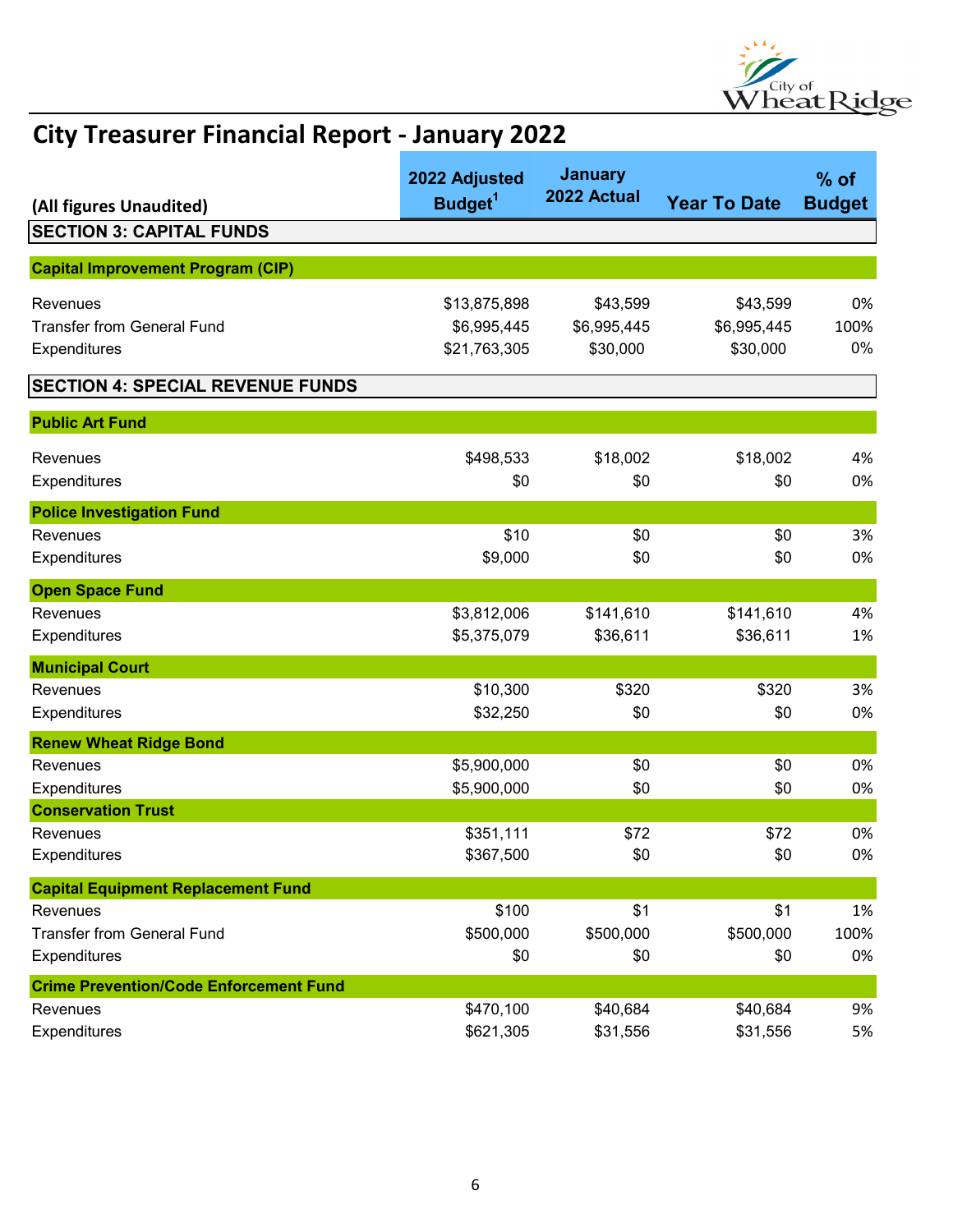# City Treasurer Financial Report - January 2022

| (All figures Unaudited) | 2022 Adjusted Budget[1] | January 2022 Actual | Year To Date | % of Budget |
|---|---|---|---|---|
| **SECTION 3: CAPITAL FUNDS** | | | | |
| **Capital Improvement Program (CIP)** | | | | |
| Revenues | $13,875,898 | $43,599 | $43,599 | 0% |
| Transfer from General Fund | $6,995,445 | $6,995,445 | $6,995,445 | 100% |
| Expenditures | $21,763,305 | $30,000 | $30,000 | 0% |
| **SECTION 4: SPECIAL REVENUE FUNDS** | | | | |
| **Public Art Fund** | | | | |
| Revenues | $498,533 | $18,002 | $18,002 | 4% |
| Expenditures | $0 | $0 | $0 | 0% |
| **Police Investigation Fund** | | | | |
| Revenues | $10 | $0 | $0 | 3% |
| Expenditures | $9,000 | $0 | $0 | 0% |
| **Open Space Fund** | | | | |
| Revenues | $3,812,006 | $141,610 | $141,610 | 4% |
| Expenditures | $5,375,079 | $36,611 | $36,611 | 1% |
| **Municipal Court** | | | | |
| Revenues | $10,300 | $320 | $320 | 3% |
| Expenditures | $32,250 | $0 | $0 | 0% |
| **Renew Wheat Ridge Bond** | | | | |
| Revenues | $5,900,000 | $0 | $0 | 0% |
| Expenditures | $5,900,000 | $0 | $0 | 0% |
| **Conservation Trust** | | | | |
| Revenues | $351,111 | $72 | $72 | 0% |
| Expenditures | $367,500 | $0 | $0 | 0% |
| **Capital Equipment Replacement Fund** | | | | |
| Revenues | $100 | $1 | $1 | 1% |
| Transfer from General Fund | $500,000 | $500,000 | $500,000 | 100% |
| Expenditures | $0 | $0 | $0 | 0% |
| **Crime Prevention/Code Enforcement Fund** | | | | |
| Revenues | $470,100 | $40,684 | $40,684 | 9% |
| Expenditures | $621,305 | $31,556 | $31,556 | 5% |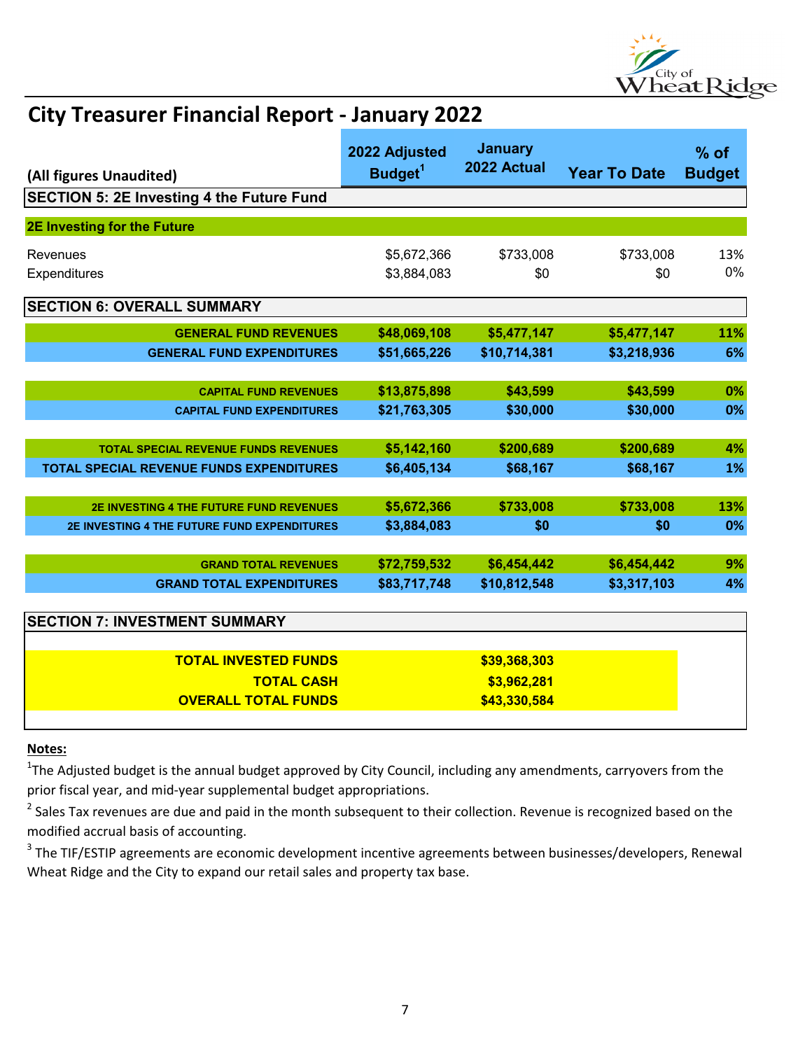# City Treasurer Financial Report - January 2022

| (All figures Unaudited) | 2022 Adjusted Budget[1] | January 2022 Actual | Year To Date | % of Budget |
|---|---|---|---|---|
| **SECTION 5: 2E Investing 4 the Future Fund** | | | | |
| **2E Investing for the Future** | | | | |
| Revenues | $5,672,366 | $733,008 | $733,008 | 13% |
| Expenditures | $3,884,083 | $0 | $0 | 0% |
| **SECTION 6: OVERALL SUMMARY** | | | | |
| **GENERAL FUND REVENUES** | **$48,069,108** | **$5,477,147** | **$5,477,147** | **11%** |
| **GENERAL FUND EXPENDITURES** | **$51,665,226** | **$10,714,381** | **$3,218,936** | **6%** |
| **CAPITAL FUND REVENUES** | **$13,875,898** | **$43,599** | **$43,599** | **0%** |
| **CAPITAL FUND EXPENDITURES** | **$21,763,305** | **$30,000** | **$30,000** | **0%** |
| **TOTAL SPECIAL REVENUE FUNDS REVENUES** | **$5,142,160** | **$200,689** | **$200,689** | **4%** |
| **TOTAL SPECIAL REVENUE FUNDS EXPENDITURES** | **$6,405,134** | **$68,167** | **$68,167** | **1%** |
| **2E INVESTING 4 THE FUTURE FUND REVENUES** | **$5,672,366** | **$733,008** | **$733,008** | **13%** |
| **2E INVESTING 4 THE FUTURE FUND EXPENDITURES** | **$3,884,083** | **$0** | **$0** | **0%** |
| **GRAND TOTAL REVENUES** | **$72,759,532** | **$6,454,442** | **$6,454,442** | **9%** |
| **GRAND TOTAL EXPENDITURES** | **$83,717,748** | **$10,812,548** | **$3,317,103** | **4%** |

**SECTION 7: INVESTMENT SUMMARY**

| | |
|---|---|
| **TOTAL INVESTED FUNDS** | **$39,368,303** |
| **TOTAL CASH** | **$3,962,281** |
| **OVERALL TOTAL FUNDS** | **$43,330,584** |

**Notes:**

[1] The Adjusted budget is the annual budget approved by City Council, including any amendments, carryovers from the prior fiscal year, and mid-year supplemental budget appropriations.

[2] Sales Tax revenues are due and paid in the month subsequent to their collection. Revenue is recognized based on the modified accrual basis of accounting.

[3] The TIF/ESTIP agreements are economic development incentive agreements between businesses/developers, Renewal Wheat Ridge and the City to expand our retail sales and property tax base.